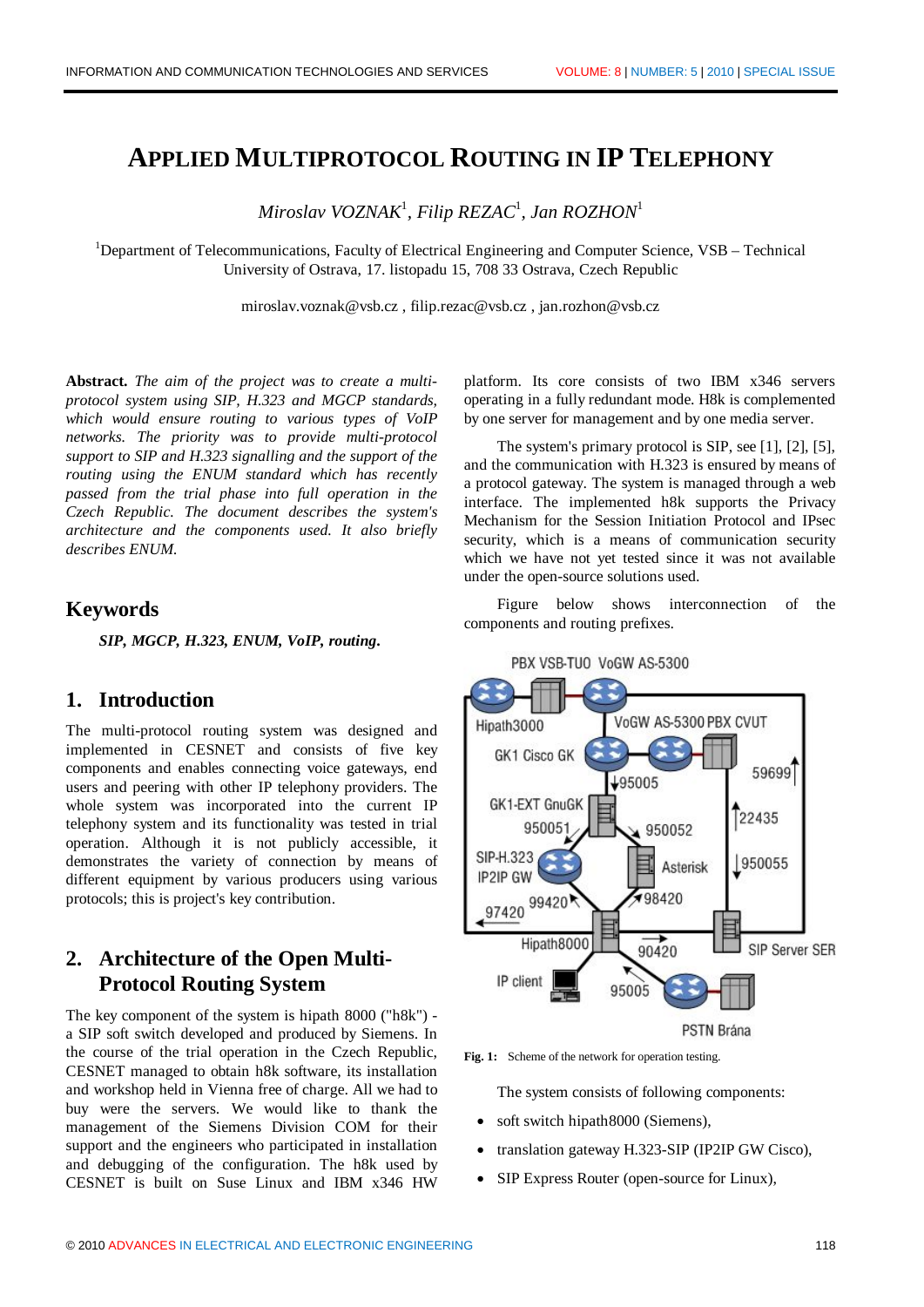# APPLIED MULTIPROTOCOL ROUTING IN IP TELEPHONY

*Miroslav VOZNAK*[1], *Filip REZAC*[1], *Jan ROZHON*[1]

[1]Department of Telecommunications, Faculty of Electrical Engineering and Computer Science, VSB – Technical University of Ostrava, 17. listopadu 15, 708 33 Ostrava, Czech Republic

miroslav.voznak@vsb.cz , filip.rezac@vsb.cz , jan.rozhon@vsb.cz

**Abstract.** *The aim of the project was to create a multi-protocol system using SIP, H.323 and MGCP standards, which would ensure routing to various types of VoIP networks. The priority was to provide multi-protocol support to SIP and H.323 signalling and the support of the routing using the ENUM standard which has recently passed from the trial phase into full operation in the Czech Republic. The document describes the system's architecture and the components used. It also briefly describes ENUM.*

## Keywords

***SIP, MGCP, H.323, ENUM, VoIP, routing.***

## 1. Introduction

The multi-protocol routing system was designed and implemented in CESNET and consists of five key components and enables connecting voice gateways, end users and peering with other IP telephony providers. The whole system was incorporated into the current IP telephony system and its functionality was tested in trial operation. Although it is not publicly accessible, it demonstrates the variety of connection by means of different equipment by various producers using various protocols; this is project's key contribution.

## 2. Architecture of the Open Multi-Protocol Routing System

The key component of the system is hipath 8000 ("h8k") - a SIP soft switch developed and produced by Siemens. In the course of the trial operation in the Czech Republic, CESNET managed to obtain h8k software, its installation and workshop held in Vienna free of charge. All we had to buy were the servers. We would like to thank the management of the Siemens Division COM for their support and the engineers who participated in installation and debugging of the configuration. The h8k used by CESNET is built on Suse Linux and IBM x346 HW platform. Its core consists of two IBM x346 servers operating in a fully redundant mode. H8k is complemented by one server for management and by one media server.

The system's primary protocol is SIP, see [1], [2], [5], and the communication with H.323 is ensured by means of a protocol gateway. The system is managed through a web interface. The implemented h8k supports the Privacy Mechanism for the Session Initiation Protocol and IPsec security, which is a means of communication security which we have not yet tested since it was not available under the open-source solutions used.

Figure below shows interconnection of the components and routing prefixes.

**Fig. 1:** Scheme of the network for operation testing.

The system consists of following components:

- soft switch hipath8000 (Siemens),
- translation gateway H.323-SIP (IP2IP GW Cisco),
- SIP Express Router (open-source for Linux),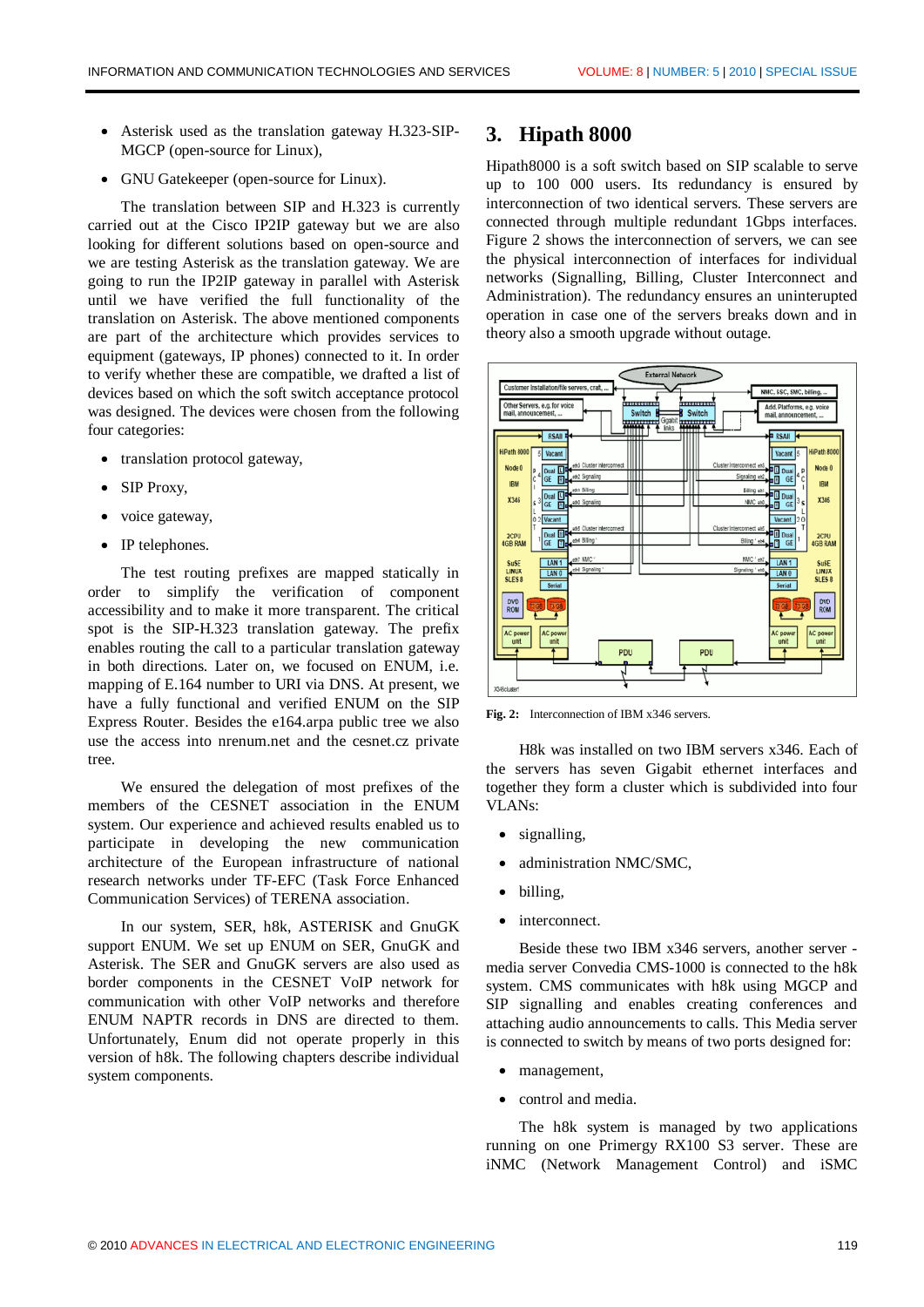- Asterisk used as the translation gateway H.323-SIP-MGCP (open-source for Linux),
- GNU Gatekeeper (open-source for Linux).

The translation between SIP and H.323 is currently carried out at the Cisco IP2IP gateway but we are also looking for different solutions based on open-source and we are testing Asterisk as the translation gateway. We are going to run the IP2IP gateway in parallel with Asterisk until we have verified the full functionality of the translation on Asterisk. The above mentioned components are part of the architecture which provides services to equipment (gateways, IP phones) connected to it. In order to verify whether these are compatible, we drafted a list of devices based on which the soft switch acceptance protocol was designed. The devices were chosen from the following four categories:

- translation protocol gateway,
- SIP Proxy,
- voice gateway,
- IP telephones.

The test routing prefixes are mapped statically in order to simplify the verification of component accessibility and to make it more transparent. The critical spot is the SIP-H.323 translation gateway. The prefix enables routing the call to a particular translation gateway in both directions. Later on, we focused on ENUM, i.e. mapping of E.164 number to URI via DNS. At present, we have a fully functional and verified ENUM on the SIP Express Router. Besides the e164.arpa public tree we also use the access into nrenum.net and the cesnet.cz private tree.

We ensured the delegation of most prefixes of the members of the CESNET association in the ENUM system. Our experience and achieved results enabled us to participate in developing the new communication architecture of the European infrastructure of national research networks under TF-EFC (Task Force Enhanced Communication Services) of TERENA association.

In our system, SER, h8k, ASTERISK and GnuGK support ENUM. We set up ENUM on SER, GnuGK and Asterisk. The SER and GnuGK servers are also used as border components in the CESNET VoIP network for communication with other VoIP networks and therefore ENUM NAPTR records in DNS are directed to them. Unfortunately, Enum did not operate properly in this version of h8k. The following chapters describe individual system components.

# 3. Hipath 8000

Hipath8000 is a soft switch based on SIP scalable to serve up to 100 000 users. Its redundancy is ensured by interconnection of two identical servers. These servers are connected through multiple redundant 1Gbps interfaces. Figure 2 shows the interconnection of servers, we can see the physical interconnection of interfaces for individual networks (Signalling, Billing, Cluster Interconnect and Administration). The redundancy ensures an uninterupted operation in case one of the servers breaks down and in theory also a smooth upgrade without outage.

**Fig. 2:** Interconnection of IBM x346 servers.

H8k was installed on two IBM servers x346. Each of the servers has seven Gigabit ethernet interfaces and together they form a cluster which is subdivided into four VLANs:

- signalling,
- administration NMC/SMC,
- billing,
- interconnect.

Beside these two IBM x346 servers, another server - media server Convedia CMS-1000 is connected to the h8k system. CMS communicates with h8k using MGCP and SIP signalling and enables creating conferences and attaching audio announcements to calls. This Media server is connected to switch by means of two ports designed for:

- management,
- control and media.

The h8k system is managed by two applications running on one Primergy RX100 S3 server. These are iNMC (Network Management Control) and iSMC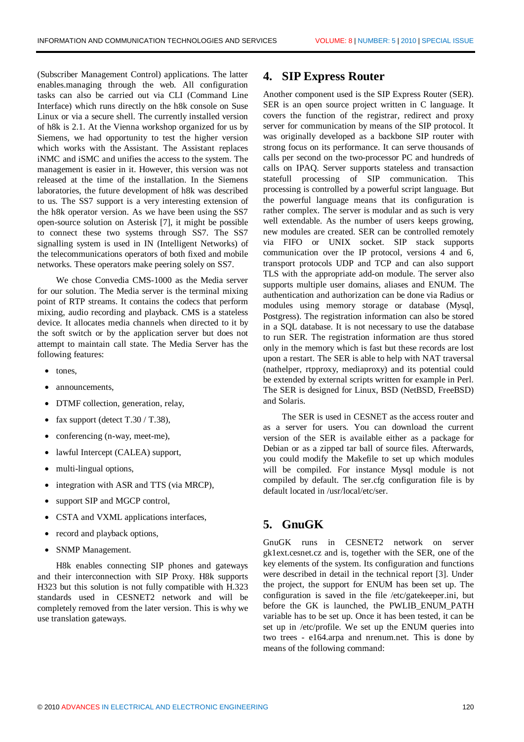(Subscriber Management Control) applications. The latter enables.managing through the web. All configuration tasks can also be carried out via CLI (Command Line Interface) which runs directly on the h8k console on Suse Linux or via a secure shell. The currently installed version of h8k is 2.1. At the Vienna workshop organized for us by Siemens, we had opportunity to test the higher version which works with the Assistant. The Assistant replaces iNMC and iSMC and unifies the access to the system. The management is easier in it. However, this version was not released at the time of the installation. In the Siemens laboratories, the future development of h8k was described to us. The SS7 support is a very interesting extension of the h8k operator version. As we have been using the SS7 open-source solution on Asterisk [7], it might be possible to connect these two systems through SS7. The SS7 signalling system is used in IN (Intelligent Networks) of the telecommunications operators of both fixed and mobile networks. These operators make peering solely on SS7.

We chose Convedia CMS-1000 as the Media server for our solution. The Media server is the terminal mixing point of RTP streams. It contains the codecs that perform mixing, audio recording and playback. CMS is a stateless device. It allocates media channels when directed to it by the soft switch or by the application server but does not attempt to maintain call state. The Media Server has the following features:

- tones,
- announcements,
- DTMF collection, generation, relay,
- fax support (detect T.30 / T.38),
- conferencing (n-way, meet-me),
- lawful Intercept (CALEA) support,
- multi-lingual options,
- integration with ASR and TTS (via MRCP),
- support SIP and MGCP control,
- CSTA and VXML applications interfaces,
- record and playback options,
- SNMP Management.

H8k enables connecting SIP phones and gateways and their interconnection with SIP Proxy. H8k supports H323 but this solution is not fully compatible with H.323 standards used in CESNET2 network and will be completely removed from the later version. This is why we use translation gateways.

## 4. SIP Express Router

Another component used is the SIP Express Router (SER). SER is an open source project written in C language. It covers the function of the registrar, redirect and proxy server for communication by means of the SIP protocol. It was originally developed as a backbone SIP router with strong focus on its performance. It can serve thousands of calls per second on the two-processor PC and hundreds of calls on IPAQ. Server supports stateless and transaction statefull processing of SIP communication. This processing is controlled by a powerful script language. But the powerful language means that its configuration is rather complex. The server is modular and as such is very well extendable. As the number of users keeps growing, new modules are created. SER can be controlled remotely via FIFO or UNIX socket. SIP stack supports communication over the IP protocol, versions 4 and 6, transport protocols UDP and TCP and can also support TLS with the appropriate add-on module. The server also supports multiple user domains, aliases and ENUM. The authentication and authorization can be done via Radius or modules using memory storage or database (Mysql, Postgress). The registration information can also be stored in a SQL database. It is not necessary to use the database to run SER. The registration information are thus stored only in the memory which is fast but these records are lost upon a restart. The SER is able to help with NAT traversal (nathelper, rtpproxy, mediaproxy) and its potential could be extended by external scripts written for example in Perl. The SER is designed for Linux, BSD (NetBSD, FreeBSD) and Solaris.

The SER is used in CESNET as the access router and as a server for users. You can download the current version of the SER is available either as a package for Debian or as a zipped tar ball of source files. Afterwards, you could modify the Makefile to set up which modules will be compiled. For instance Mysql module is not compiled by default. The ser.cfg configuration file is by default located in /usr/local/etc/ser.

## 5. GnuGK

GnuGK runs in CESNET2 network on server gk1ext.cesnet.cz and is, together with the SER, one of the key elements of the system. Its configuration and functions were described in detail in the technical report [3]. Under the project, the support for ENUM has been set up. The configuration is saved in the file /etc/gatekeeper.ini, but before the GK is launched, the PWLIB_ENUM_PATH variable has to be set up. Once it has been tested, it can be set up in /etc/profile. We set up the ENUM queries into two trees - e164.arpa and nrenum.net. This is done by means of the following command: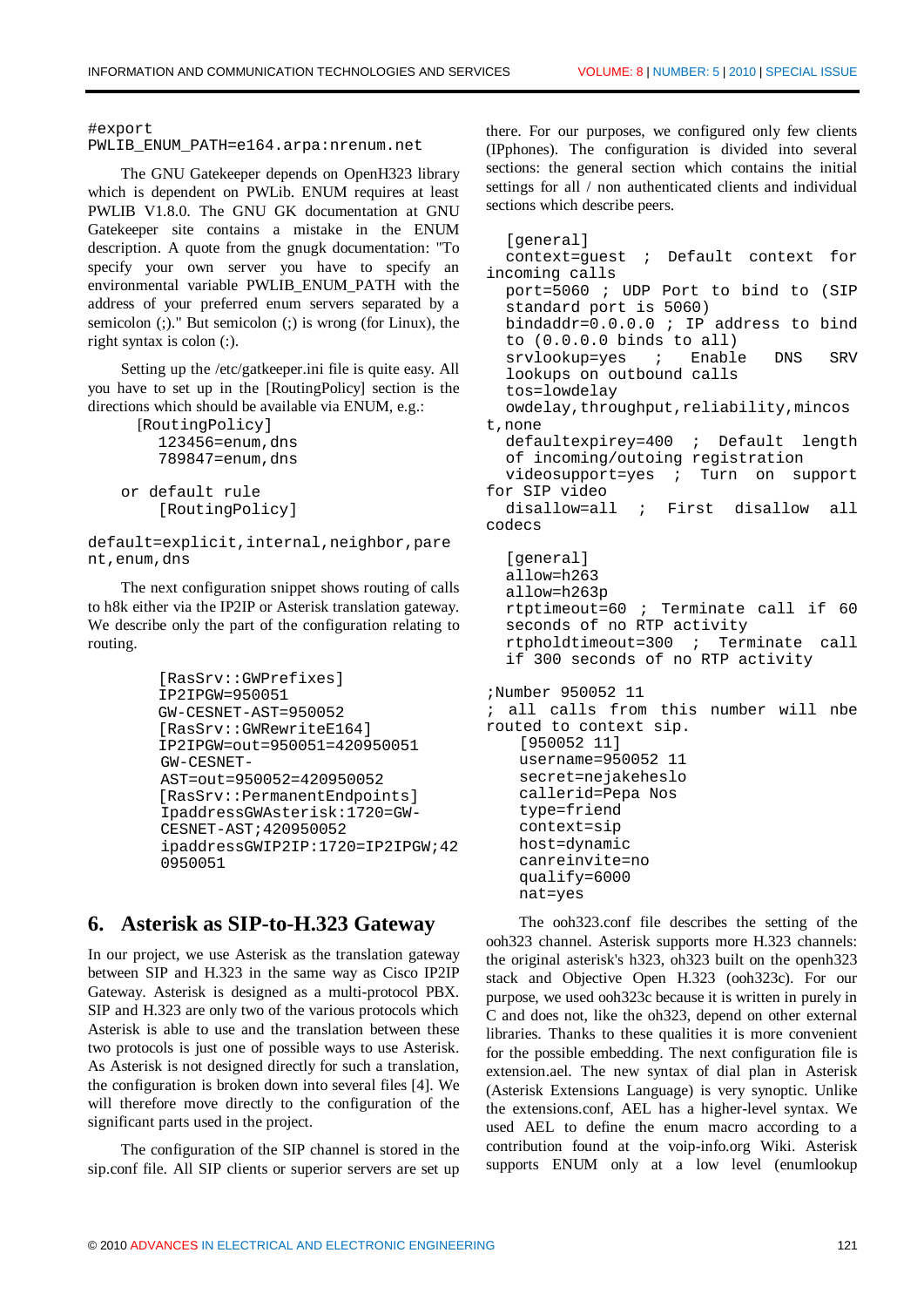```
#export
PWLIB_ENUM_PATH=e164.arpa:nrenum.net
```

The GNU Gatekeeper depends on OpenH323 library which is dependent on PWLib. ENUM requires at least PWLIB V1.8.0. The GNU GK documentation at GNU Gatekeeper site contains a mistake in the ENUM description. A quote from the gnugk documentation: "To specify your own server you have to specify an environmental variable PWLIB_ENUM_PATH with the address of your preferred enum servers separated by a semicolon (;)." But semicolon (;) is wrong (for Linux), the right syntax is colon (:).

Setting up the /etc/gatekeeper.ini file is quite easy. All you have to set up in the [RoutingPolicy] section is the directions which should be available via ENUM, e.g.:

```
[RoutingPolicy]
  123456=enum,dns
  789847=enum,dns

or default rule
  [RoutingPolicy]

default=explicit,internal,neighbor,pare
nt,enum,dns
```

The next configuration snippet shows routing of calls to h8k either via the IP2IP or Asterisk translation gateway. We describe only the part of the configuration relating to routing.

```
[RasSrv::GWPrefixes]
IP2IPGW=950051
GW-CESNET-AST=950052
[RasSrv::GWRewriteE164]
IP2IPGW=out=950051=420950051
GW-CESNET-
AST=out=950052=420950052
[RasSrv::PermanentEndpoints]
IpaddressGWAsterisk:1720=GW-
CESNET-AST;420950052
ipaddressGWIP2IP:1720=IP2IPGW;42
0950051
```

## 6. Asterisk as SIP-to-H.323 Gateway

In our project, we use Asterisk as the translation gateway between SIP and H.323 in the same way as Cisco IP2IP Gateway. Asterisk is designed as a multi-protocol PBX. SIP and H.323 are only two of the various protocols which Asterisk is able to use and the translation between these two protocols is just one of possible ways to use Asterisk. As Asterisk is not designed directly for such a translation, the configuration is broken down into several files [4]. We will therefore move directly to the configuration of the significant parts used in the project.

The configuration of the SIP channel is stored in the sip.conf file. All SIP clients or superior servers are set up there. For our purposes, we configured only few clients (IPphones). The configuration is divided into several sections: the general section which contains the initial settings for all / non authenticated clients and individual sections which describe peers.

```
  [general]
  context=guest  ; Default context for
incoming calls
  port=5060 ; UDP Port to bind to (SIP
  standard port is 5060)
  bindaddr=0.0.0.0 ; IP address to bind
  to (0.0.0.0 binds to all)
  srvlookup=yes  ;  Enable  DNS  SRV
  lookups on outbound calls
  tos=lowdelay
  owdelay,throughput,reliability,mincos
t,none
  defaultexpirey=400  ; Default length
  of incoming/outoing registration
  videosupport=yes  ;  Turn  on  support
for SIP video
  disallow=all  ;  First  disallow  all
codecs

  [general]
  allow=h263
  allow=h263p
  rtptimeout=60 ; Terminate call if 60
  seconds of no RTP activity
  rtpholdtimeout=300  ;  Terminate  call
  if 300 seconds of no RTP activity

;Number 950052 11
; all calls from this number will nbe
routed to context sip.
   [950052 11]
   username=950052 11
   secret=nejakeheslo
   callerid=Pepa Nos
   type=friend
   context=sip
   host=dynamic
   canreinvite=no
   qualify=6000
   nat=yes
```

The ooh323.conf file describes the setting of the ooh323 channel. Asterisk supports more H.323 channels: the original asterisk's h323, oh323 built on the openh323 stack and Objective Open H.323 (ooh323c). For our purpose, we used ooh323c because it is written in purely in C and does not, like the oh323, depend on other external libraries. Thanks to these qualities it is more convenient for the possible embedding. The next configuration file is extension.ael. The new syntax of dial plan in Asterisk (Asterisk Extensions Language) is very synoptic. Unlike the extensions.conf, AEL has a higher-level syntax. We used AEL to define the enum macro according to a contribution found at the voip-info.org Wiki. Asterisk supports ENUM only at a low level (enumlookup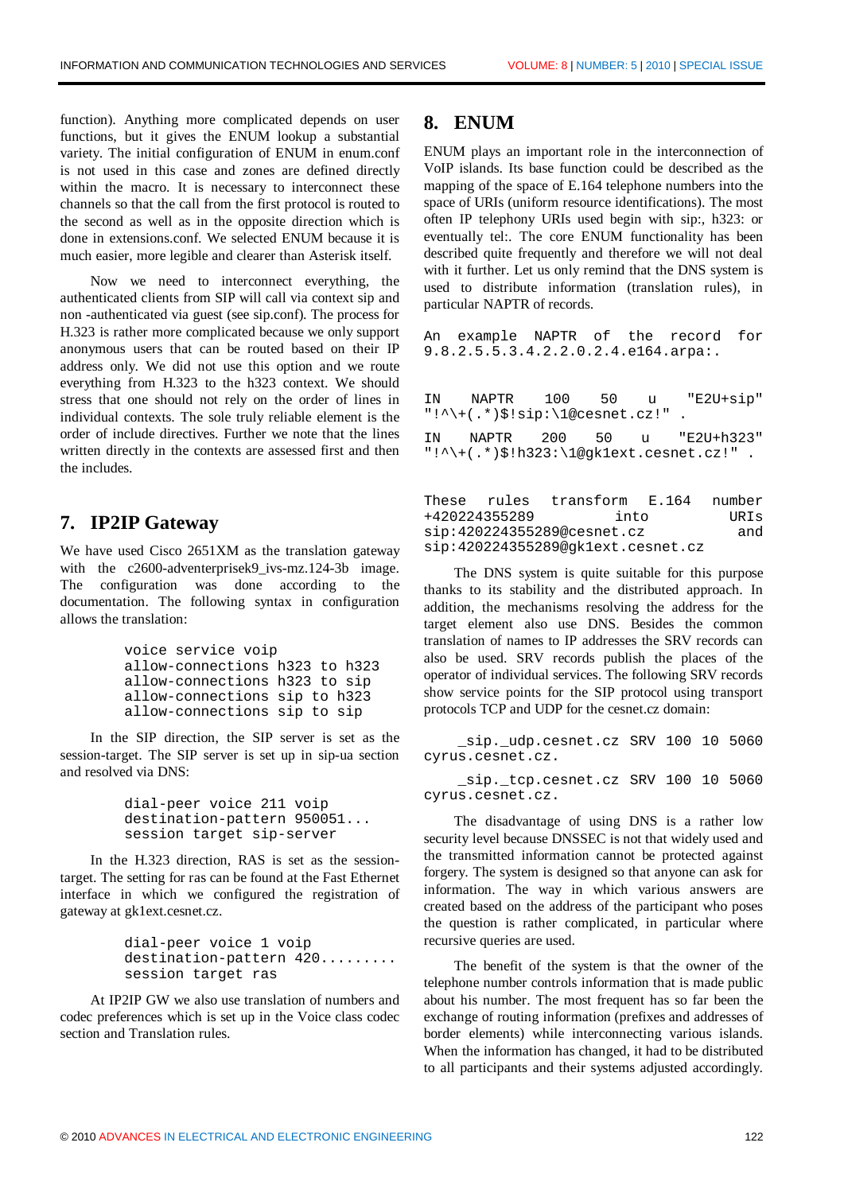function). Anything more complicated depends on user functions, but it gives the ENUM lookup a substantial variety. The initial configuration of ENUM in enum.conf is not used in this case and zones are defined directly within the macro. It is necessary to interconnect these channels so that the call from the first protocol is routed to the second as well as in the opposite direction which is done in extensions.conf. We selected ENUM because it is much easier, more legible and clearer than Asterisk itself.

Now we need to interconnect everything, the authenticated clients from SIP will call via context sip and non -authenticated via guest (see sip.conf). The process for H.323 is rather more complicated because we only support anonymous users that can be routed based on their IP address only. We did not use this option and we route everything from H.323 to the h323 context. We should stress that one should not rely on the order of lines in individual contexts. The sole truly reliable element is the order of include directives. Further we note that the lines written directly in the contexts are assessed first and then the includes.

## 7. IP2IP Gateway

We have used Cisco 2651XM as the translation gateway with the c2600-adventerprisek9_ivs-mz.124-3b image. The configuration was done according to the documentation. The following syntax in configuration allows the translation:

```
voice service voip
allow-connections h323 to h323
allow-connections h323 to sip
allow-connections sip to h323
allow-connections sip to sip
```

In the SIP direction, the SIP server is set as the session-target. The SIP server is set up in sip-ua section and resolved via DNS:

```
dial-peer voice 211 voip
destination-pattern 950051...
session target sip-server
```

In the H.323 direction, RAS is set as the session-target. The setting for ras can be found at the Fast Ethernet interface in which we configured the registration of gateway at gk1ext.cesnet.cz.

```
dial-peer voice 1 voip
destination-pattern 420.........
session target ras
```

At IP2IP GW we also use translation of numbers and codec preferences which is set up in the Voice class codec section and Translation rules.

## 8. ENUM

ENUM plays an important role in the interconnection of VoIP islands. Its base function could be described as the mapping of the space of E.164 telephone numbers into the space of URIs (uniform resource identifications). The most often IP telephony URIs used begin with sip:, h323: or eventually tel:. The core ENUM functionality has been described quite frequently and therefore we will not deal with it further. Let us only remind that the DNS system is used to distribute information (translation rules), in particular NAPTR of records.

An example NAPTR of the record for 9.8.2.5.5.3.4.2.2.0.2.4.e164.arpa:.

```
IN    NAPTR    100    50    u    "E2U+sip"
"!^\+(.*)$!sip:\1@cesnet.cz!" .

IN    NAPTR    200    50    u    "E2U+h323"
"!^\+(.*)$!h323:\1@gk1ext.cesnet.cz!" .
```

These rules transform E.164 number +420224355289 into URIs sip:420224355289@cesnet.cz and sip:420224355289@gk1ext.cesnet.cz

The DNS system is quite suitable for this purpose thanks to its stability and the distributed approach. In addition, the mechanisms resolving the address for the target element also use DNS. Besides the common translation of names to IP addresses the SRV records can also be used. SRV records publish the places of the operator of individual services. The following SRV records show service points for the SIP protocol using transport protocols TCP and UDP for the cesnet.cz domain:

```
_sip._udp.cesnet.cz SRV 100 10 5060
cyrus.cesnet.cz.

_sip._tcp.cesnet.cz SRV 100 10 5060
cyrus.cesnet.cz.
```

The disadvantage of using DNS is a rather low security level because DNSSEC is not that widely used and the transmitted information cannot be protected against forgery. The system is designed so that anyone can ask for information. The way in which various answers are created based on the address of the participant who poses the question is rather complicated, in particular where recursive queries are used.

The benefit of the system is that the owner of the telephone number controls information that is made public about his number. The most frequent has so far been the exchange of routing information (prefixes and addresses of border elements) while interconnecting various islands. When the information has changed, it had to be distributed to all participants and their systems adjusted accordingly.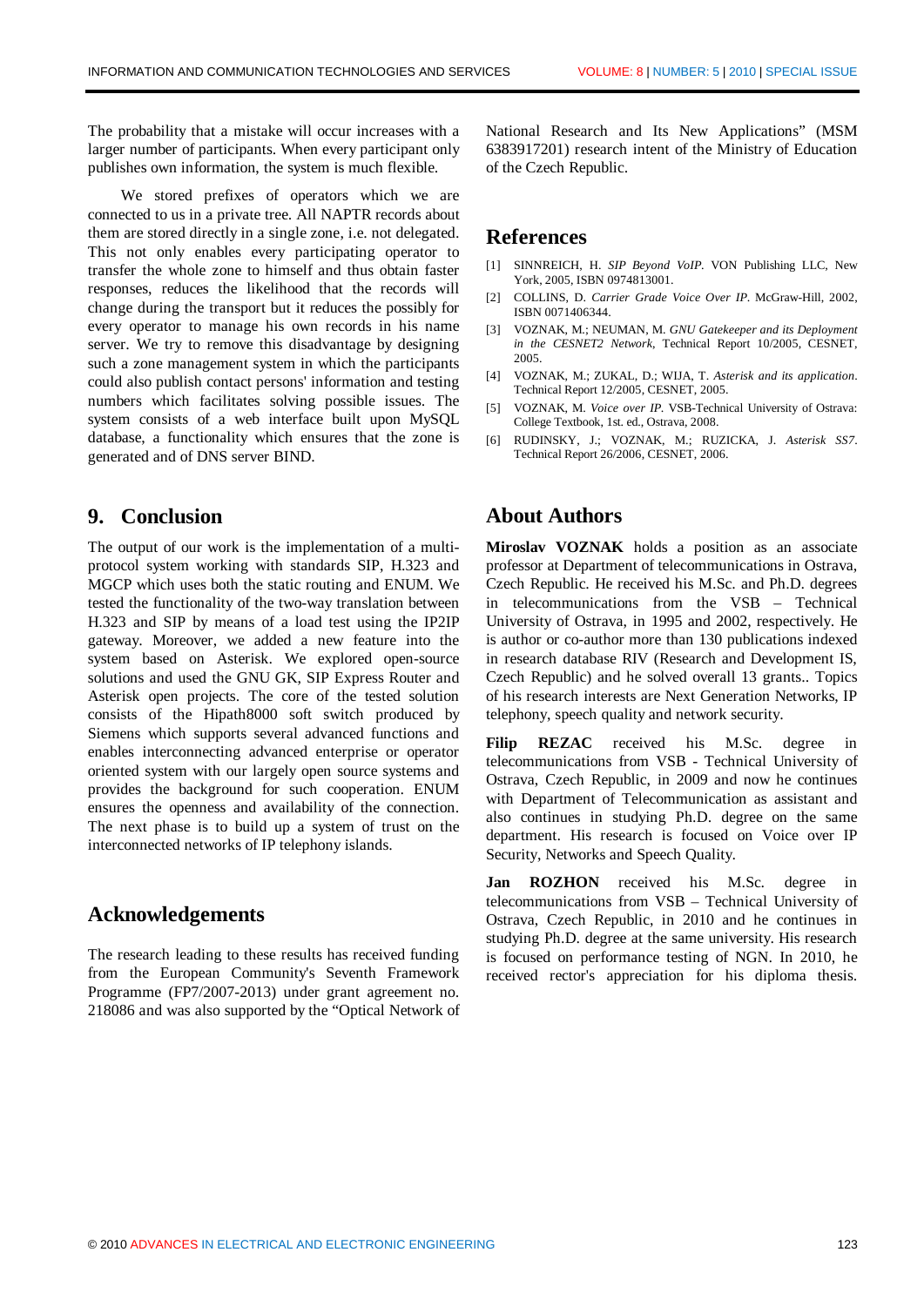The probability that a mistake will occur increases with a larger number of participants. When every participant only publishes own information, the system is much flexible.

We stored prefixes of operators which we are connected to us in a private tree. All NAPTR records about them are stored directly in a single zone, i.e. not delegated. This not only enables every participating operator to transfer the whole zone to himself and thus obtain faster responses, reduces the likelihood that the records will change during the transport but it reduces the possibly for every operator to manage his own records in his name server. We try to remove this disadvantage by designing such a zone management system in which the participants could also publish contact persons' information and testing numbers which facilitates solving possible issues. The system consists of a web interface built upon MySQL database, a functionality which ensures that the zone is generated and of DNS server BIND.

## 9. Conclusion

The output of our work is the implementation of a multi-protocol system working with standards SIP, H.323 and MGCP which uses both the static routing and ENUM. We tested the functionality of the two-way translation between H.323 and SIP by means of a load test using the IP2IP gateway. Moreover, we added a new feature into the system based on Asterisk. We explored open-source solutions and used the GNU GK, SIP Express Router and Asterisk open projects. The core of the tested solution consists of the Hipath8000 soft switch produced by Siemens which supports several advanced functions and enables interconnecting advanced enterprise or operator oriented system with our largely open source systems and provides the background for such cooperation. ENUM ensures the openness and availability of the connection. The next phase is to build up a system of trust on the interconnected networks of IP telephony islands.

## Acknowledgements

The research leading to these results has received funding from the European Community's Seventh Framework Programme (FP7/2007-2013) under grant agreement no. 218086 and was also supported by the "Optical Network of National Research and Its New Applications" (MSM 6383917201) research intent of the Ministry of Education of the Czech Republic.

## References

[1] SINNREICH, H. *SIP Beyond VoIP.* VON Publishing LLC, New York, 2005, ISBN 0974813001.

[2] COLLINS, D. *Carrier Grade Voice Over IP.* McGraw-Hill, 2002, ISBN 0071406344.

[3] VOZNAK, M.; NEUMAN, M. *GNU Gatekeeper and its Deployment in the CESNET2 Network*, Technical Report 10/2005, CESNET, 2005.

[4] VOZNAK, M.; ZUKAL, D.; WIJA, T. *Asterisk and its application*. Technical Report 12/2005, CESNET, 2005.

[5] VOZNAK, M. *Voice over IP.* VSB-Technical University of Ostrava: College Textbook, 1st. ed., Ostrava, 2008.

[6] RUDINSKY, J.; VOZNAK, M.; RUZICKA, J. *Asterisk SS7*. Technical Report 26/2006, CESNET, 2006.

## About Authors

**Miroslav VOZNAK** holds a position as an associate professor at Department of telecommunications in Ostrava, Czech Republic. He received his M.Sc. and Ph.D. degrees in telecommunications from the VSB – Technical University of Ostrava, in 1995 and 2002, respectively. He is author or co-author more than 130 publications indexed in research database RIV (Research and Development IS, Czech Republic) and he solved overall 13 grants.. Topics of his research interests are Next Generation Networks, IP telephony, speech quality and network security.

**Filip REZAC** received his M.Sc. degree in telecommunications from VSB - Technical University of Ostrava, Czech Republic, in 2009 and now he continues with Department of Telecommunication as assistant and also continues in studying Ph.D. degree on the same department. His research is focused on Voice over IP Security, Networks and Speech Quality.

**Jan ROZHON** received his M.Sc. degree in telecommunications from VSB – Technical University of Ostrava, Czech Republic, in 2010 and he continues in studying Ph.D. degree at the same university. His research is focused on performance testing of NGN. In 2010, he received rector's appreciation for his diploma thesis.